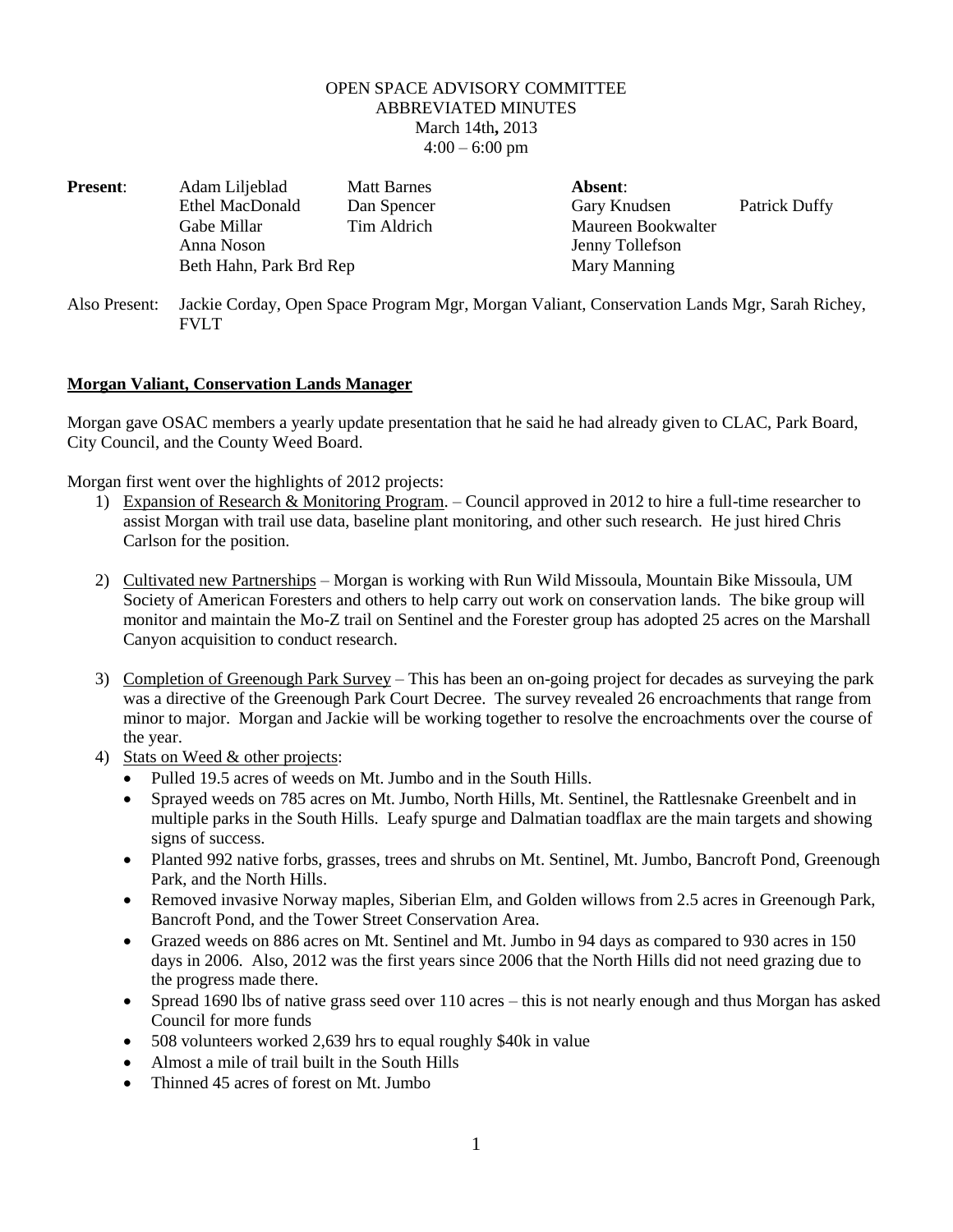OPEN SPACE ADVISORY COMMITTEE
ABBREVIATED MINUTES
March 14th**,** 2013
4:00 – 6:00 pm

| **Present**: | | | **Absent**: | |
|---|---|---|---|---|
| | Adam Liljeblad | Matt Barnes | | |
| | Ethel MacDonald | Dan Spencer | Gary Knudsen | Patrick Duffy |
| | Gabe Millar | Tim Aldrich | Maureen Bookwalter | |
| | Anna Noson | | Jenny Tollefson | |
| | Beth Hahn, Park Brd Rep | | Mary Manning | |

Also Present: Jackie Corday, Open Space Program Mgr, Morgan Valiant, Conservation Lands Mgr, Sarah Richey, FVLT

**Morgan Valiant, Conservation Lands Manager**

Morgan gave OSAC members a yearly update presentation that he said he had already given to CLAC, Park Board, City Council, and the County Weed Board.

Morgan first went over the highlights of 2012 projects:

1) Expansion of Research & Monitoring Program. – Council approved in 2012 to hire a full-time researcher to assist Morgan with trail use data, baseline plant monitoring, and other such research. He just hired Chris Carlson for the position.

2) Cultivated new Partnerships – Morgan is working with Run Wild Missoula, Mountain Bike Missoula, UM Society of American Foresters and others to help carry out work on conservation lands. The bike group will monitor and maintain the Mo-Z trail on Sentinel and the Forester group has adopted 25 acres on the Marshall Canyon acquisition to conduct research.

3) Completion of Greenough Park Survey – This has been an on-going project for decades as surveying the park was a directive of the Greenough Park Court Decree. The survey revealed 26 encroachments that range from minor to major. Morgan and Jackie will be working together to resolve the encroachments over the course of the year.

4) Stats on Weed & other projects:
   - Pulled 19.5 acres of weeds on Mt. Jumbo and in the South Hills.
   - Sprayed weeds on 785 acres on Mt. Jumbo, North Hills, Mt. Sentinel, the Rattlesnake Greenbelt and in multiple parks in the South Hills. Leafy spurge and Dalmatian toadflax are the main targets and showing signs of success.
   - Planted 992 native forbs, grasses, trees and shrubs on Mt. Sentinel, Mt. Jumbo, Bancroft Pond, Greenough Park, and the North Hills.
   - Removed invasive Norway maples, Siberian Elm, and Golden willows from 2.5 acres in Greenough Park, Bancroft Pond, and the Tower Street Conservation Area.
   - Grazed weeds on 886 acres on Mt. Sentinel and Mt. Jumbo in 94 days as compared to 930 acres in 150 days in 2006. Also, 2012 was the first years since 2006 that the North Hills did not need grazing due to the progress made there.
   - Spread 1690 lbs of native grass seed over 110 acres – this is not nearly enough and thus Morgan has asked Council for more funds
   - 508 volunteers worked 2,639 hrs to equal roughly $40k in value
   - Almost a mile of trail built in the South Hills
   - Thinned 45 acres of forest on Mt. Jumbo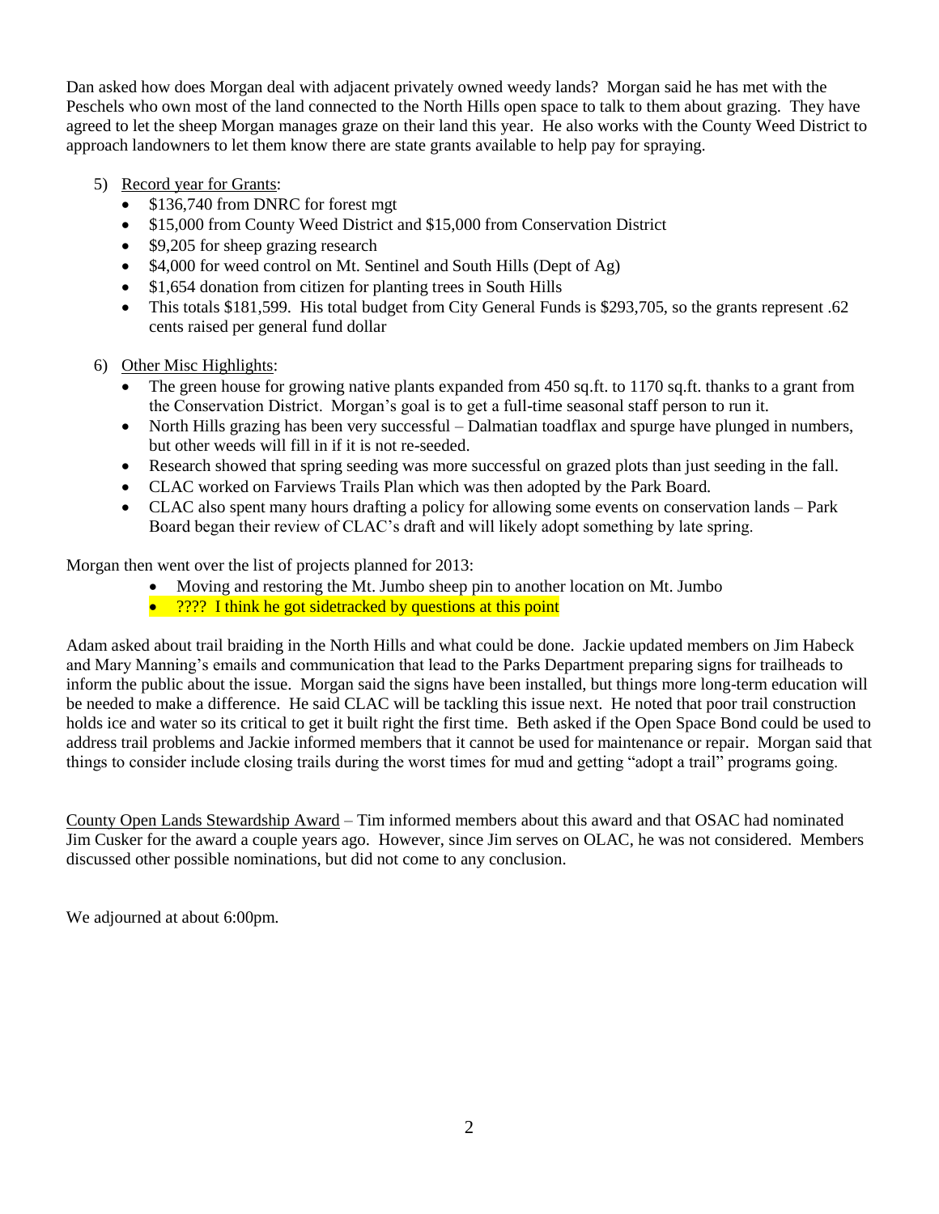Dan asked how does Morgan deal with adjacent privately owned weedy lands? Morgan said he has met with the Peschels who own most of the land connected to the North Hills open space to talk to them about grazing. They have agreed to let the sheep Morgan manages graze on their land this year. He also works with the County Weed District to approach landowners to let them know there are state grants available to help pay for spraying.

5) Record year for Grants:
   - $136,740 from DNRC for forest mgt
   - $15,000 from County Weed District and $15,000 from Conservation District
   - $9,205 for sheep grazing research
   - $4,000 for weed control on Mt. Sentinel and South Hills (Dept of Ag)
   - $1,654 donation from citizen for planting trees in South Hills
   - This totals $181,599. His total budget from City General Funds is $293,705, so the grants represent .62 cents raised per general fund dollar

6) Other Misc Highlights:
   - The green house for growing native plants expanded from 450 sq.ft. to 1170 sq.ft. thanks to a grant from the Conservation District. Morgan's goal is to get a full-time seasonal staff person to run it.
   - North Hills grazing has been very successful – Dalmatian toadflax and spurge have plunged in numbers, but other weeds will fill in if it is not re-seeded.
   - Research showed that spring seeding was more successful on grazed plots than just seeding in the fall.
   - CLAC worked on Farviews Trails Plan which was then adopted by the Park Board.
   - CLAC also spent many hours drafting a policy for allowing some events on conservation lands – Park Board began their review of CLAC's draft and will likely adopt something by late spring.

Morgan then went over the list of projects planned for 2013:

- Moving and restoring the Mt. Jumbo sheep pin to another location on Mt. Jumbo
- ???? I think he got sidetracked by questions at this point

Adam asked about trail braiding in the North Hills and what could be done. Jackie updated members on Jim Habeck and Mary Manning's emails and communication that lead to the Parks Department preparing signs for trailheads to inform the public about the issue. Morgan said the signs have been installed, but things more long-term education will be needed to make a difference. He said CLAC will be tackling this issue next. He noted that poor trail construction holds ice and water so its critical to get it built right the first time. Beth asked if the Open Space Bond could be used to address trail problems and Jackie informed members that it cannot be used for maintenance or repair. Morgan said that things to consider include closing trails during the worst times for mud and getting "adopt a trail" programs going.

County Open Lands Stewardship Award – Tim informed members about this award and that OSAC had nominated Jim Cusker for the award a couple years ago. However, since Jim serves on OLAC, he was not considered. Members discussed other possible nominations, but did not come to any conclusion.

We adjourned at about 6:00pm.